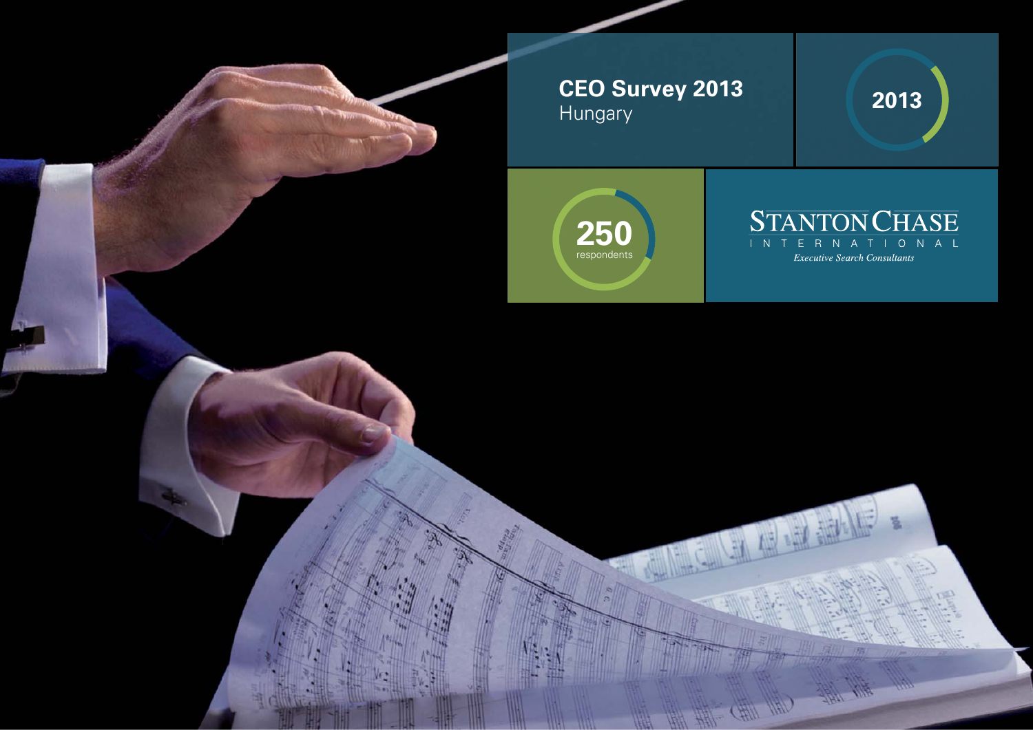# CEO Survey 2013
Hungary

2013

**250**
respondents

STANTON CHASE
INTERNATIONAL
*Executive Search Consultants*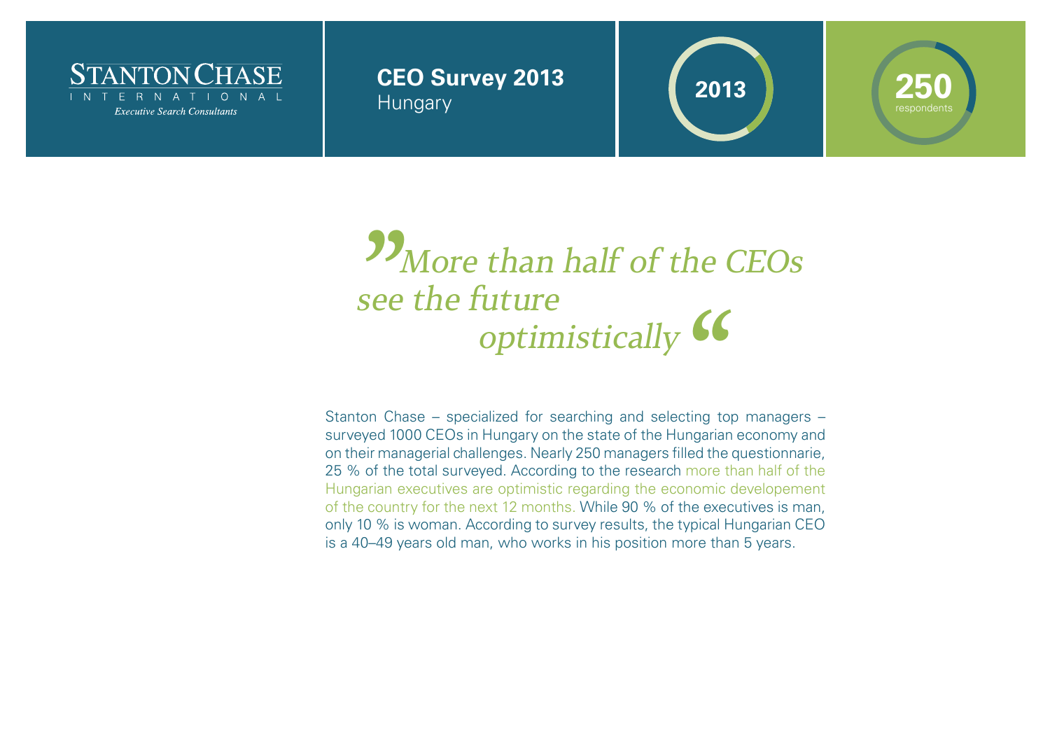STANTON CHASE
INTERNATIONAL
*Executive Search Consultants*

**CEO Survey 2013**
Hungary

**2013**

**250**
respondents

> *”More than half of the CEOs see the future optimistically“*

Stanton Chase – specialized for searching and selecting top managers – surveyed 1000 CEOs in Hungary on the state of the Hungarian economy and on their managerial challenges. Nearly 250 managers filled the questionnarie, 25 % of the total surveyed. According to the research more than half of the Hungarian executives are optimistic regarding the economic developement of the country for the next 12 months. While 90 % of the executives is man, only 10 % is woman. According to survey results, the typical Hungarian CEO is a 40–49 years old man, who works in his position more than 5 years.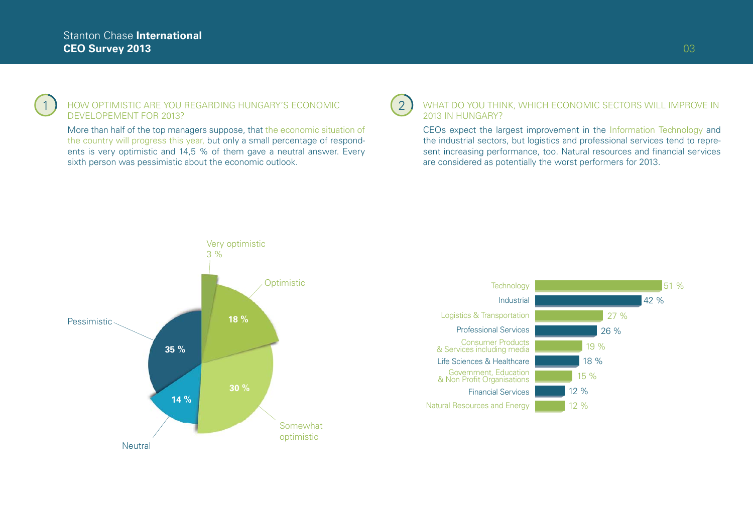## 1 HOW OPTIMISTIC ARE YOU REGARDING HUNGARY'S ECONOMIC DEVELOPEMENT FOR 2013?

More than half of the top managers suppose, that the economic situation of the country will progress this year, but only a small percentage of respondents is very optimistic and 14,5 % of them gave a neutral answer. Every sixth person was pessimistic about the economic outlook.

| Answer | Share |
|---|---|
| Very optimistic | 3 % |
| Optimistic | 18 % |
| Somewhat optimistic | 30 % |
| Neutral | 14 % |
| Pessimistic | 35 % |

## 2 WHAT DO YOU THINK, WHICH ECONOMIC SECTORS WILL IMPROVE IN 2013 IN HUNGARY?

CEOs expect the largest improvement in the Information Technology and the industrial sectors, but logistics and professional services tend to represent increasing performance, too. Natural resources and financial services are considered as potentially the worst performers for 2013.

| Sector | Share |
|---|---|
| Technology | 51 % |
| Industrial | 42 % |
| Logistics & Transportation | 27 % |
| Professional Services | 26 % |
| Consumer Products & Services including media | 19 % |
| Life Sciences & Healthcare | 18 % |
| Government, Education & Non Profit Organisations | 15 % |
| Financial Services | 12 % |
| Natural Resources and Energy | 12 % |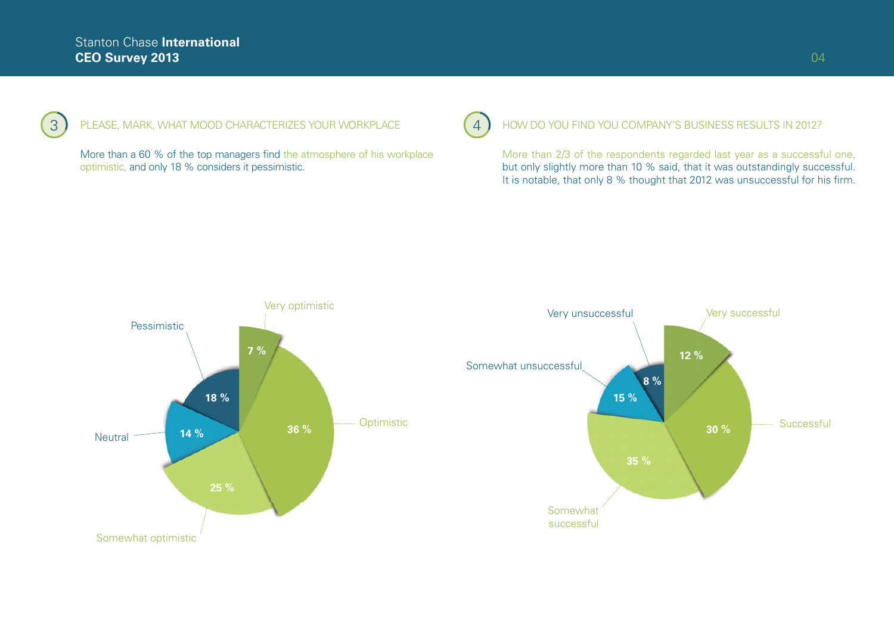## 3 PLEASE, MARK, WHAT MOOD CHARACTERIZES YOUR WORKPLACE

More than a 60 % of the top managers find the atmosphere of his workplace optimistic, and only 18 % considers it pessimistic.

| Mood | Share |
|---|---|
| Very optimistic | 7 % |
| Optimistic | 36 % |
| Somewhat optimistic | 25 % |
| Neutral | 14 % |
| Pessimistic | 18 % |

## 4 HOW DO YOU FIND YOU COMPANY'S BUSINESS RESULTS IN 2012?

More than 2/3 of the respondents regarded last year as a successful one, but only slightly more than 10 % said, that it was outstandingly successful. It is notable, that only 8 % thought that 2012 was unsuccessful for his firm.

| Business results | Share |
|---|---|
| Very successful | 12 % |
| Successful | 30 % |
| Somewhat successful | 35 % |
| Somewhat unsuccessful | 15 % |
| Very unsuccessful | 8 % |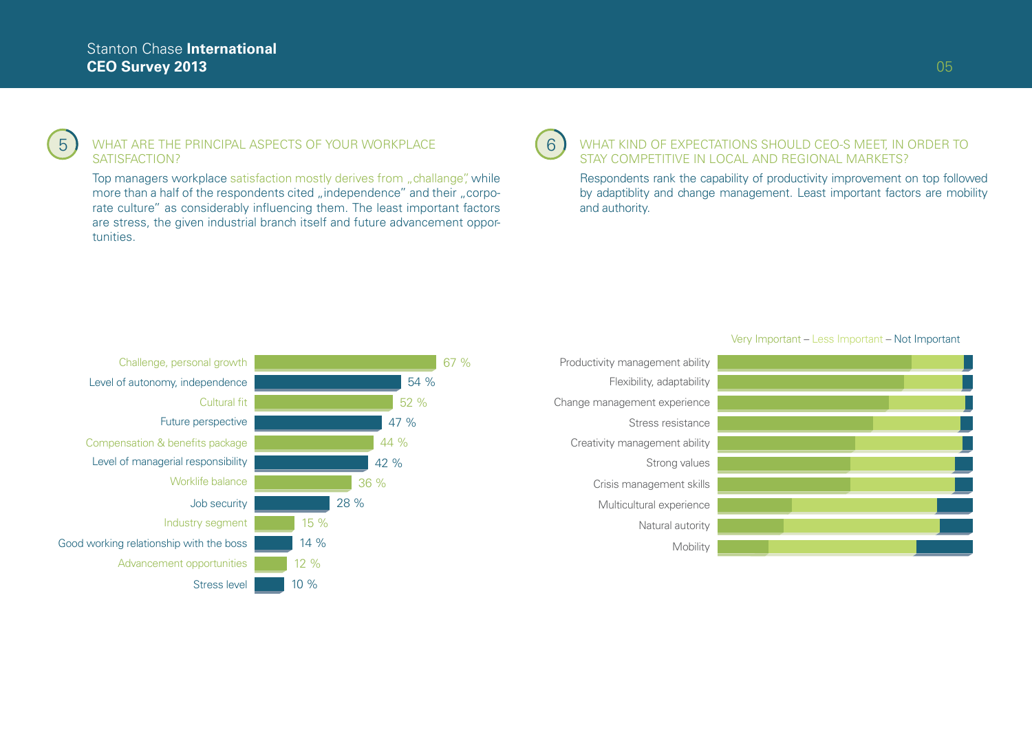## 5 WHAT ARE THE PRINCIPAL ASPECTS OF YOUR WORKPLACE SATISFACTION?

Top managers workplace satisfaction mostly derives from „challange", while more than a half of the respondents cited „independence" and their „corporate culture" as considerably influencing them. The least important factors are stress, the given industrial branch itself and future advancement opportunities.

| Aspect | % |
|---|---|
| Challenge, personal growth | 67 % |
| Level of autonomy, independence | 54 % |
| Cultural fit | 52 % |
| Future perspective | 47 % |
| Compensation & benefits package | 44 % |
| Level of managerial responsibility | 42 % |
| Worklife balance | 36 % |
| Job security | 28 % |
| Industry segment | 15 % |
| Good working relationship with the boss | 14 % |
| Advancement opportunities | 12 % |
| Stress level | 10 % |

## 6 WHAT KIND OF EXPECTATIONS SHOULD CEO-S MEET, IN ORDER TO STAY COMPETITIVE IN LOCAL AND REGIONAL MARKETS?

Respondents rank the capability of productivity improvement on top followed by adaptiblity and change management. Least important factors are mobility and authority.

Very Important – Less Important – Not Important

- Productivity management ability
- Flexibility, adaptability
- Change management experience
- Stress resistance
- Creativity management ability
- Strong values
- Crisis management skills
- Multicultural experience
- Natural autority
- Mobility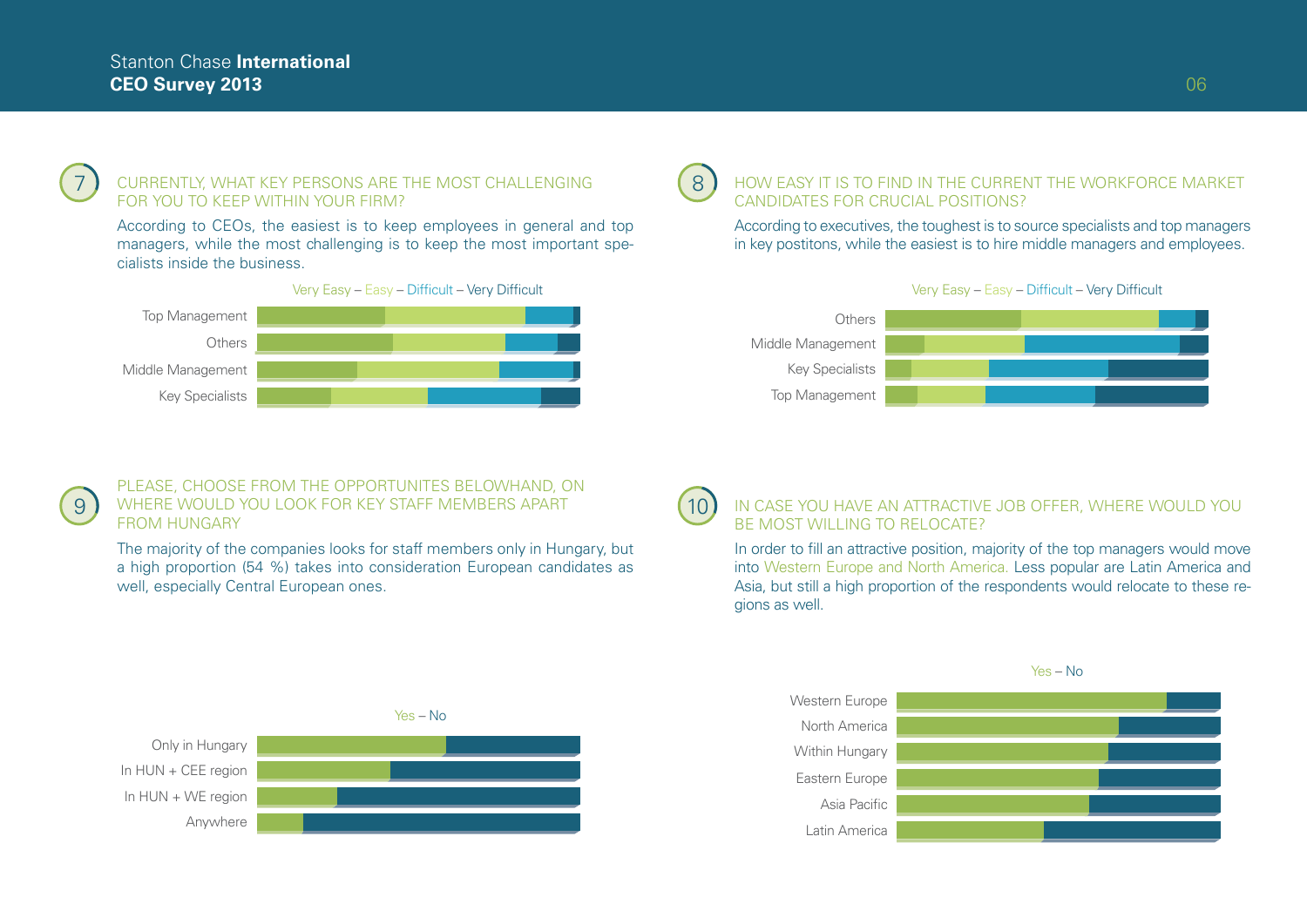## 7 CURRENTLY, WHAT KEY PERSONS ARE THE MOST CHALLENGING FOR YOU TO KEEP WITHIN YOUR FIRM?

According to CEOs, the easiest is to keep employees in general and top managers, while the most challenging is to keep the most important specialists inside the business.

Very Easy – Easy – Difficult – Very Difficult

Top Management
Others
Middle Management
Key Specialists

## 8 HOW EASY IT IS TO FIND IN THE CURRENT THE WORKFORCE MARKET CANDIDATES FOR CRUCIAL POSITIONS?

According to executives, the toughest is to source specialists and top managers in key postitons, while the easiest is to hire middle managers and employees.

Very Easy – Easy – Difficult – Very Difficult

Others
Middle Management
Key Specialists
Top Management

## 9 PLEASE, CHOOSE FROM THE OPPORTUNITES BELOWHAND, ON WHERE WOULD YOU LOOK FOR KEY STAFF MEMBERS APART FROM HUNGARY

The majority of the companies looks for staff members only in Hungary, but a high proportion (54 %) takes into consideration European candidates as well, especially Central European ones.

Yes – No

Only in Hungary
In HUN + CEE region
In HUN + WE region
Anywhere

## 10 IN CASE YOU HAVE AN ATTRACTIVE JOB OFFER, WHERE WOULD YOU BE MOST WILLING TO RELOCATE?

In order to fill an attractive position, majority of the top managers would move into Western Europe and North America. Less popular are Latin America and Asia, but still a high proportion of the respondents would relocate to these regions as well.

Yes – No

Western Europe
North America
Within Hungary
Eastern Europe
Asia Pacific
Latin America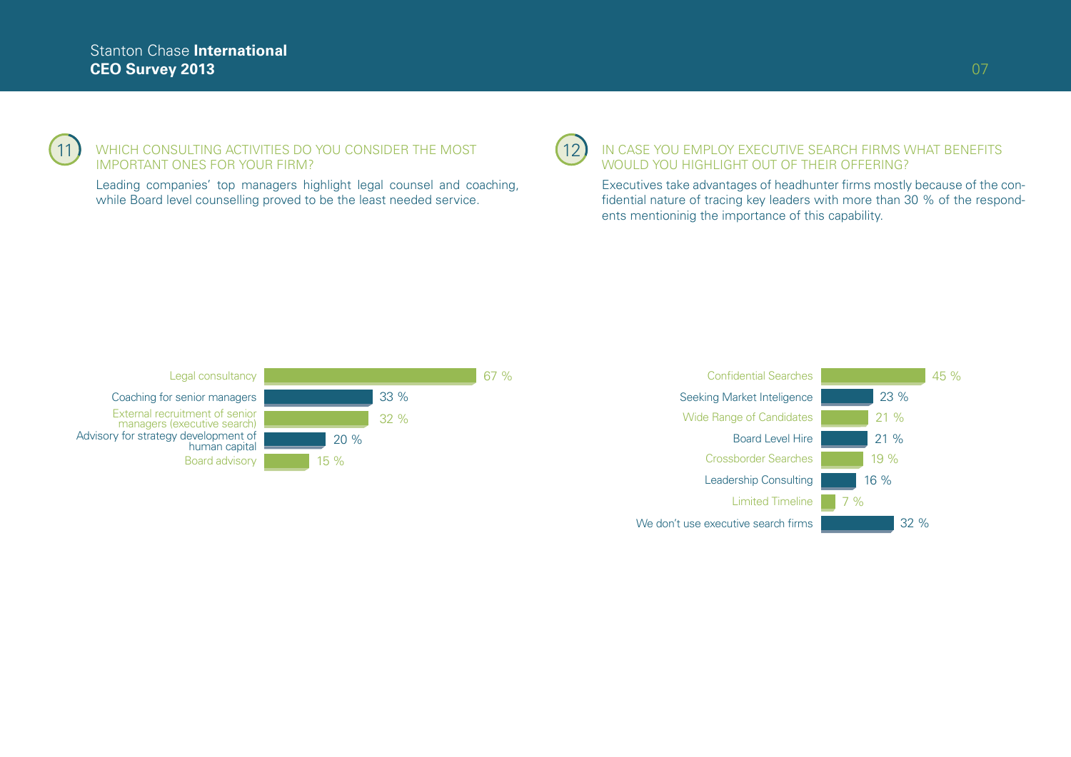## 11 WHICH CONSULTING ACTIVITIES DO YOU CONSIDER THE MOST IMPORTANT ONES FOR YOUR FIRM?

Leading companies' top managers highlight legal counsel and coaching, while Board level counselling proved to be the least needed service.

| Activity | % |
|---|---|
| Legal consultancy | 67 % |
| Coaching for senior managers | 33 % |
| External recruitment of senior managers (executive search) | 32 % |
| Advisory for strategy development of human capital | 20 % |
| Board advisory | 15 % |

## 12 IN CASE YOU EMPLOY EXECUTIVE SEARCH FIRMS WHAT BENEFITS WOULD YOU HIGHLIGHT OUT OF THEIR OFFERING?

Executives take advantages of headhunter firms mostly because of the confidential nature of tracing key leaders with more than 30 % of the respondents mentioninig the importance of this capability.

| Benefit | % |
|---|---|
| Confidential Searches | 45 % |
| Seeking Market Inteligence | 23 % |
| Wide Range of Candidates | 21 % |
| Board Level Hire | 21 % |
| Crossborder Searches | 19 % |
| Leadership Consulting | 16 % |
| Limited Timeline | 7 % |
| We don't use executive search firms | 32 % |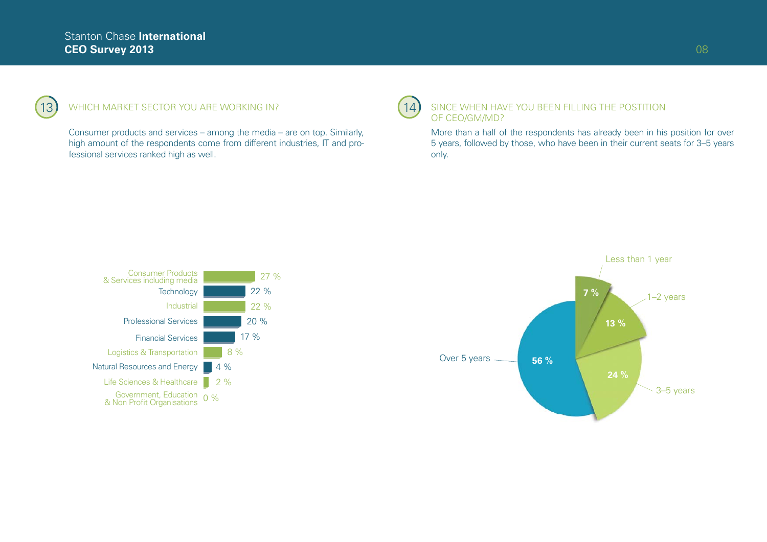## 13 WHICH MARKET SECTOR YOU ARE WORKING IN?

Consumer products and services – among the media – are on top. Similarly, high amount of the respondents come from different industries, IT and professional services ranked high as well.

| Sector | % |
|---|---|
| Consumer Products & Services including media | 27 % |
| Technology | 22 % |
| Industrial | 22 % |
| Professional Services | 20 % |
| Financial Services | 17 % |
| Logistics & Transportation | 8 % |
| Natural Resources and Energy | 4 % |
| Life Sciences & Healthcare | 2 % |
| Government, Education & Non Profit Organisations | 0 % |

## 14 SINCE WHEN HAVE YOU BEEN FILLING THE POSTITION OF CEO/GM/MD?

More than a half of the respondents has already been in his position for over 5 years, followed by those, who have been in their current seats for 3–5 years only.

| Period | % |
|---|---|
| Less than 1 year | 7 % |
| 1–2 years | 13 % |
| 3–5 years | 24 % |
| Over 5 years | 56 % |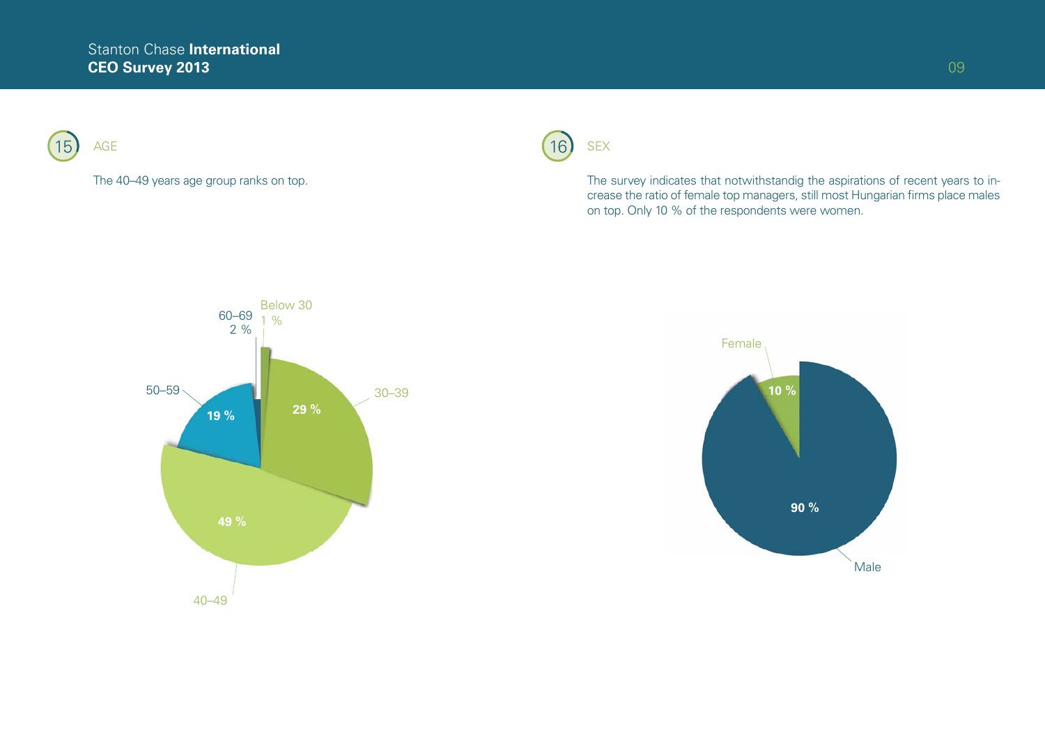## 15 AGE

The 40–49 years age group ranks on top.

| Age | % |
|---|---|
| Below 30 | 1 % |
| 30–39 | 29 % |
| 40–49 | 49 % |
| 50–59 | 19 % |
| 60–69 | 2 % |

## 16 SEX

The survey indicates that notwithstandig the aspirations of recent years to increase the ratio of female top managers, still most Hungarian firms place males on top. Only 10 % of the respondents were women.

| Sex | % |
|---|---|
| Female | 10 % |
| Male | 90 % |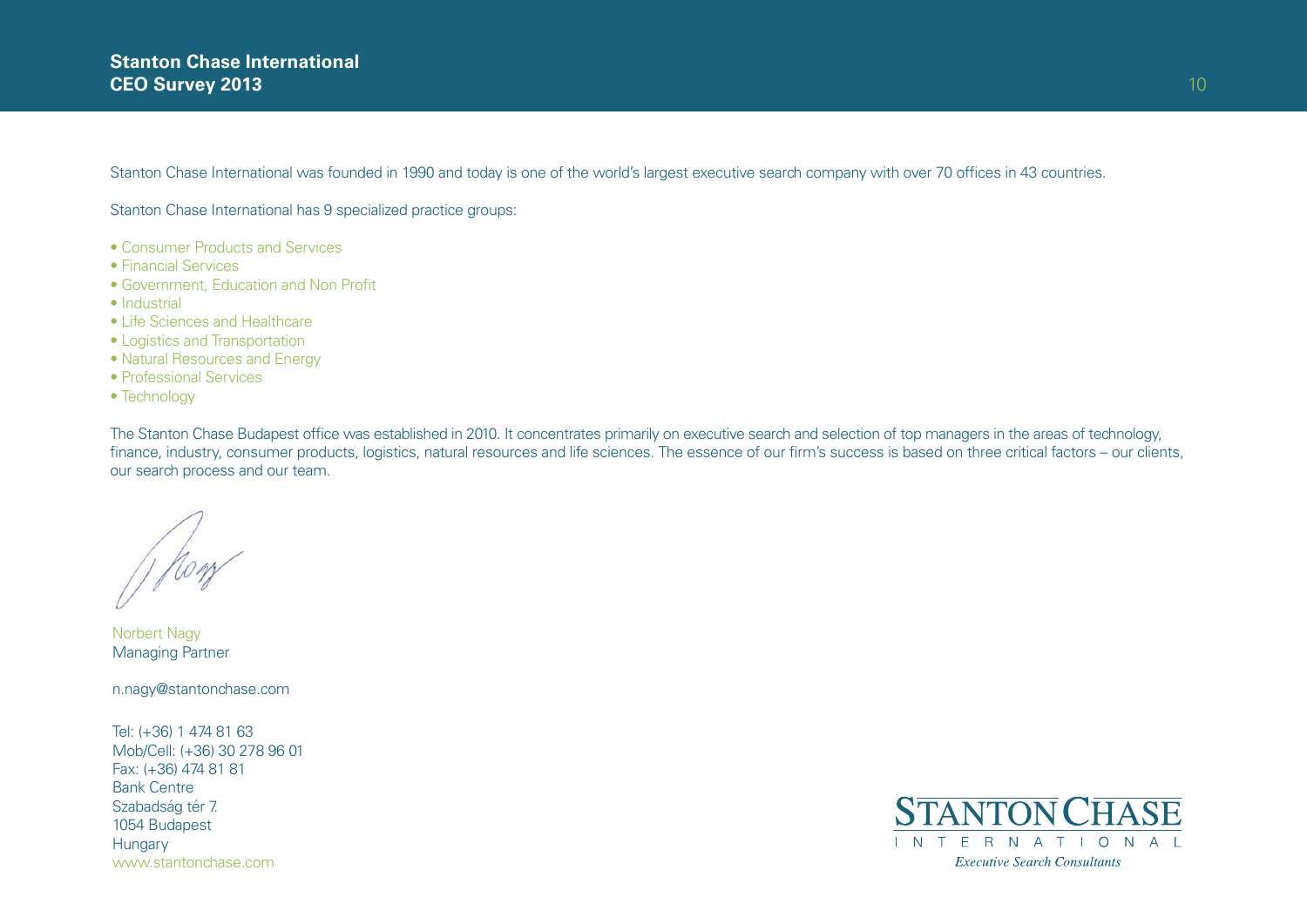Stanton Chase International was founded in 1990 and today is one of the world's largest executive search company with over 70 offices in 43 countries.

Stanton Chase International has 9 specialized practice groups:

- Consumer Products and Services
- Financial Services
- Government, Education and Non Profit
- Industrial
- Life Sciences and Healthcare
- Logistics and Transportation
- Natural Resources and Energy
- Professional Services
- Technology

The Stanton Chase Budapest office was established in 2010. It concentrates primarily on executive search and selection of top managers in the areas of technology, finance, industry, consumer products, logistics, natural resources and life sciences. The essence of our firm's success is based on three critical factors – our clients, our search process and our team.

Norbert Nagy
Managing Partner

n.nagy@stantonchase.com

Tel: (+36) 1 474 81 63
Mob/Cell: (+36) 30 278 96 01
Fax: (+36) 474 81 81
Bank Centre
Szabadság tér 7.
1054 Budapest
Hungary
www.stantonchase.com

STANTON CHASE
INTERNATIONAL
*Executive Search Consultants*